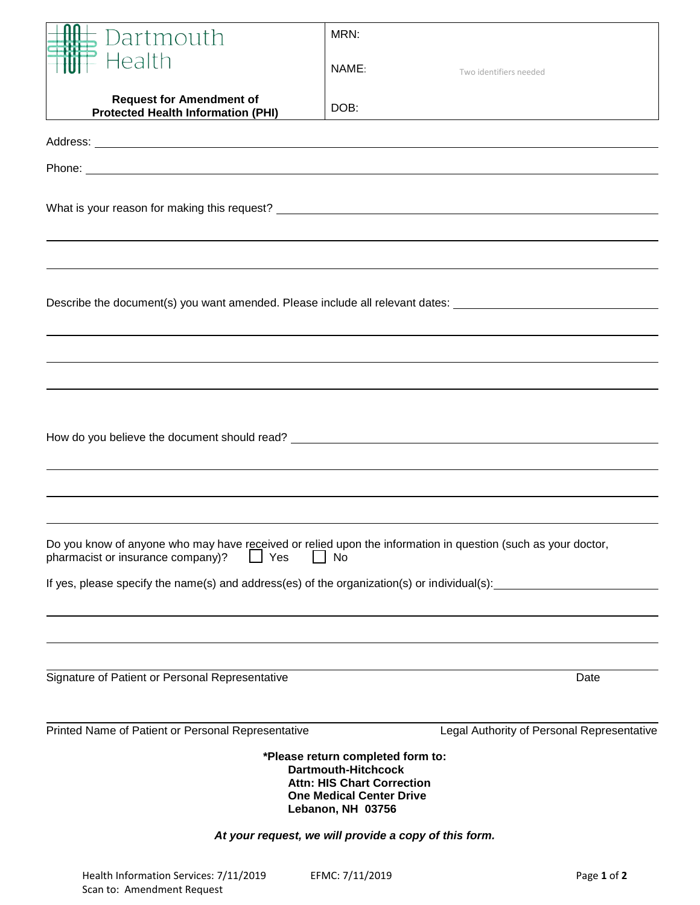# Dartmouth Health

**Request for Amendment of Protected Health Information (PHI)**

| | |
|---|---|
| MRN: | |
| NAME: | Two identifiers needed |
| DOB: | |

Address: ______________________________________________

Phone: ______________________________________________

What is your reason for making this request? ______________________________________________

______________________________________________

______________________________________________

Describe the document(s) you want amended. Please include all relevant dates: ______________________________________________

______________________________________________

______________________________________________

______________________________________________

How do you believe the document should read? ______________________________________________

______________________________________________

______________________________________________

______________________________________________

Do you know of anyone who may have received or relied upon the information in question (such as your doctor, pharmacist or insurance company)? ☐ Yes ☐ No

If yes, please specify the name(s) and address(es) of the organization(s) or individual(s): ______________________________________________

______________________________________________

______________________________________________

______________________________________________
Signature of Patient or Personal Representative — Date

______________________________________________
Printed Name of Patient or Personal Representative — Legal Authority of Personal Representative

**\*Please return completed form to:**
**Dartmouth-Hitchcock**
**Attn: HIS Chart Correction**
**One Medical Center Drive**
**Lebanon, NH 03756**

***At your request, we will provide a copy of this form.***

Health Information Services: 7/11/2019 EFMC: 7/11/2019
Scan to: Amendment Request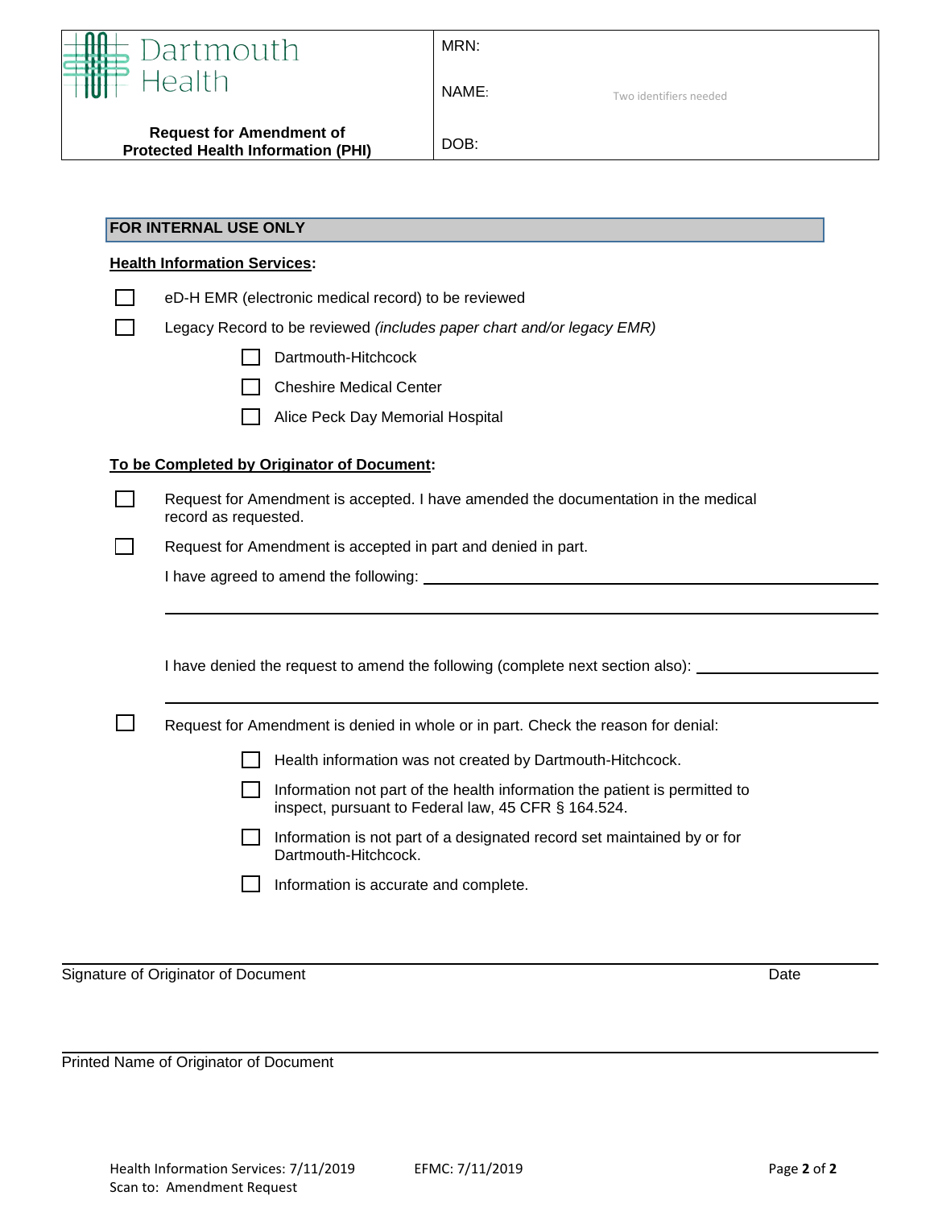Dartmouth Health

**Request for Amendment of Protected Health Information (PHI)**

MRN:

NAME: Two identifiers needed

DOB:

**FOR INTERNAL USE ONLY**

**Health Information Services:**

- ☐ eD-H EMR (electronic medical record) to be reviewed
- ☐ Legacy Record to be reviewed *(includes paper chart and/or legacy EMR)*
  - ☐ Dartmouth-Hitchcock
  - ☐ Cheshire Medical Center
  - ☐ Alice Peck Day Memorial Hospital

**To be Completed by Originator of Document:**

- ☐ Request for Amendment is accepted. I have amended the documentation in the medical record as requested.
- ☐ Request for Amendment is accepted in part and denied in part.

  I have agreed to amend the following: ______________________________________________

  ____________________________________________________________________________

  I have denied the request to amend the following (complete next section also): ______________

  ____________________________________________________________________________

- ☐ Request for Amendment is denied in whole or in part. Check the reason for denial:
  - ☐ Health information was not created by Dartmouth-Hitchcock.
  - ☐ Information not part of the health information the patient is permitted to inspect, pursuant to Federal law, 45 CFR § 164.524.
  - ☐ Information is not part of a designated record set maintained by or for Dartmouth-Hitchcock.
  - ☐ Information is accurate and complete.

____________________________________________________________________________

Signature of Originator of Document Date

____________________________________________________________________________

Printed Name of Originator of Document

Health Information Services: 7/11/2019 EFMC: 7/11/2019

Scan to: Amendment Request